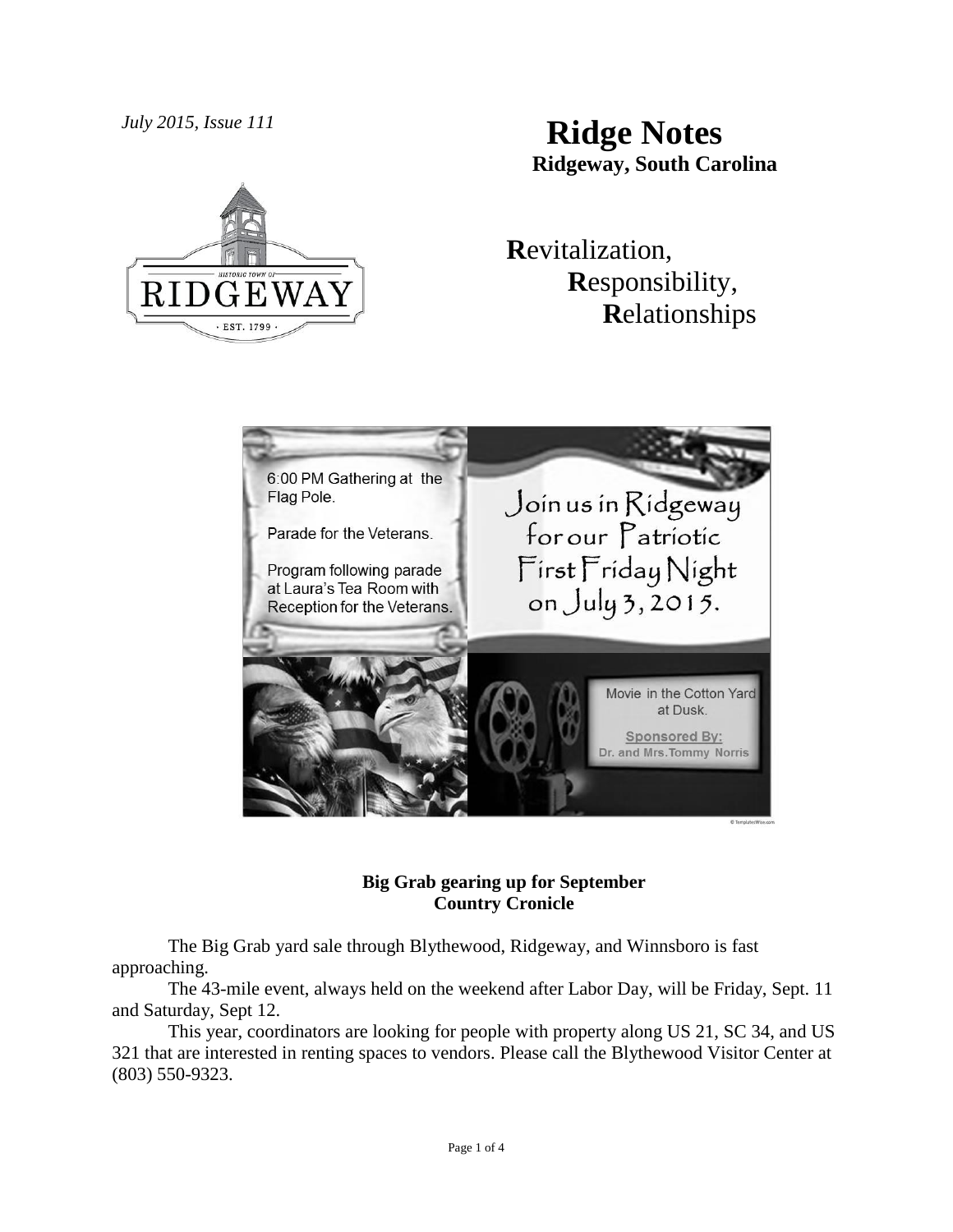*July 2015, Issue 111*

# Ridge Notes

**Ridgeway, South Carolina**

**R**evitalization,
**R**esponsibility,
**R**elationships

6:00 PM Gathering at the Flag Pole.

Parade for the Veterans.

Program following parade at Laura's Tea Room with Reception for the Veterans.

Join us in Ridgeway for our Patriotic First Friday Night on July 3, 2015.

Movie in the Cotton Yard at Dusk.

Sponsored By:
Dr. and Mrs.Tommy Norris

**Big Grab gearing up for September**
**Country Cronicle**

The Big Grab yard sale through Blythewood, Ridgeway, and Winnsboro is fast approaching.

The 43-mile event, always held on the weekend after Labor Day, will be Friday, Sept. 11 and Saturday, Sept 12.

This year, coordinators are looking for people with property along US 21, SC 34, and US 321 that are interested in renting spaces to vendors. Please call the Blythewood Visitor Center at (803) 550-9323.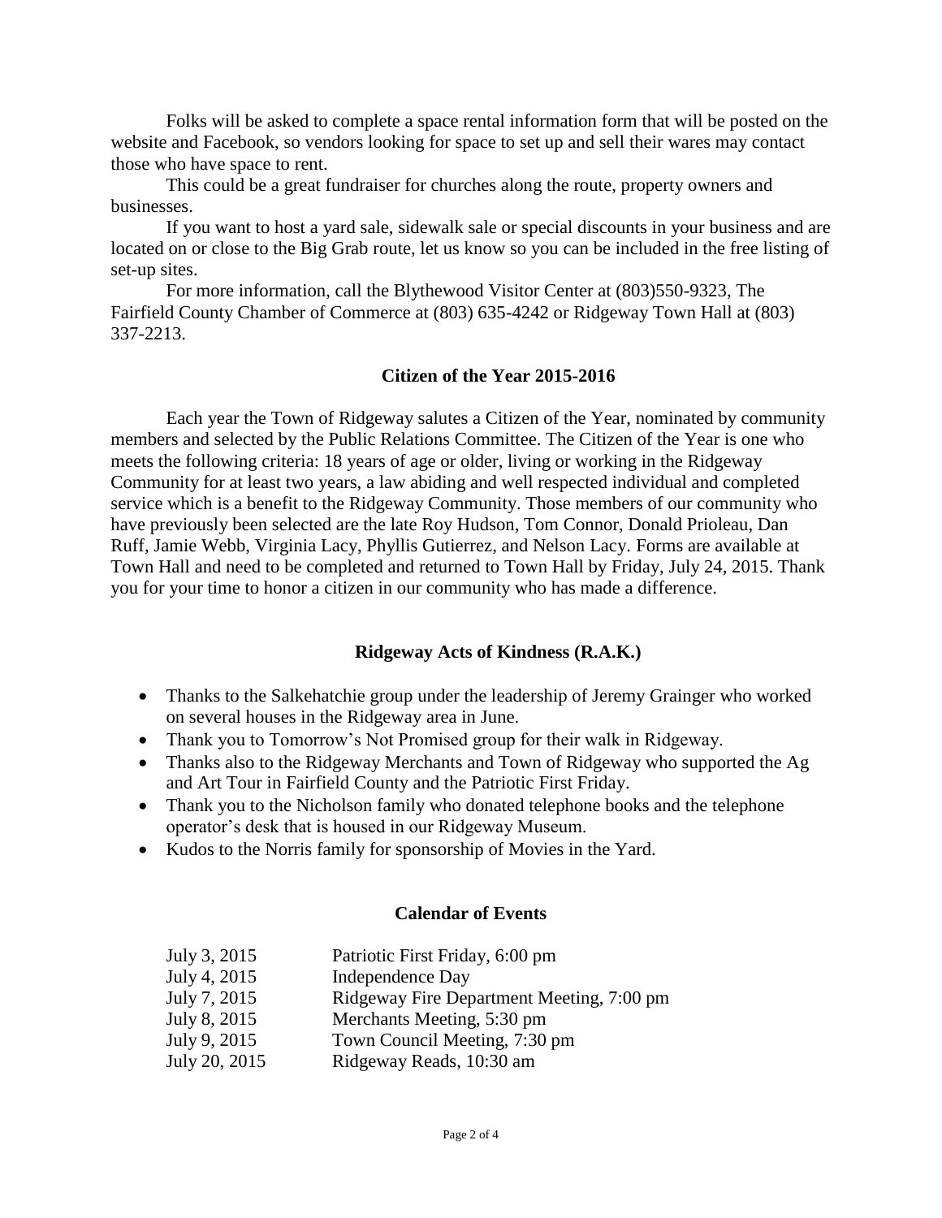Folks will be asked to complete a space rental information form that will be posted on the website and Facebook, so vendors looking for space to set up and sell their wares may contact those who have space to rent.

This could be a great fundraiser for churches along the route, property owners and businesses.

If you want to host a yard sale, sidewalk sale or special discounts in your business and are located on or close to the Big Grab route, let us know so you can be included in the free listing of set-up sites.

For more information, call the Blythewood Visitor Center at (803)550-9323, The Fairfield County Chamber of Commerce at (803) 635-4242 or Ridgeway Town Hall at (803) 337-2213.

## Citizen of the Year 2015-2016

Each year the Town of Ridgeway salutes a Citizen of the Year, nominated by community members and selected by the Public Relations Committee. The Citizen of the Year is one who meets the following criteria: 18 years of age or older, living or working in the Ridgeway Community for at least two years, a law abiding and well respected individual and completed service which is a benefit to the Ridgeway Community. Those members of our community who have previously been selected are the late Roy Hudson, Tom Connor, Donald Prioleau, Dan Ruff, Jamie Webb, Virginia Lacy, Phyllis Gutierrez, and Nelson Lacy. Forms are available at Town Hall and need to be completed and returned to Town Hall by Friday, July 24, 2015. Thank you for your time to honor a citizen in our community who has made a difference.

## Ridgeway Acts of Kindness (R.A.K.)

- Thanks to the Salkehatchie group under the leadership of Jeremy Grainger who worked on several houses in the Ridgeway area in June.
- Thank you to Tomorrow's Not Promised group for their walk in Ridgeway.
- Thanks also to the Ridgeway Merchants and Town of Ridgeway who supported the Ag and Art Tour in Fairfield County and the Patriotic First Friday.
- Thank you to the Nicholson family who donated telephone books and the telephone operator's desk that is housed in our Ridgeway Museum.
- Kudos to the Norris family for sponsorship of Movies in the Yard.

## Calendar of Events

| | |
|---|---|
| July 3, 2015 | Patriotic First Friday, 6:00 pm |
| July 4, 2015 | Independence Day |
| July 7, 2015 | Ridgeway Fire Department Meeting, 7:00 pm |
| July 8, 2015 | Merchants Meeting, 5:30 pm |
| July 9, 2015 | Town Council Meeting, 7:30 pm |
| July 20, 2015 | Ridgeway Reads, 10:30 am |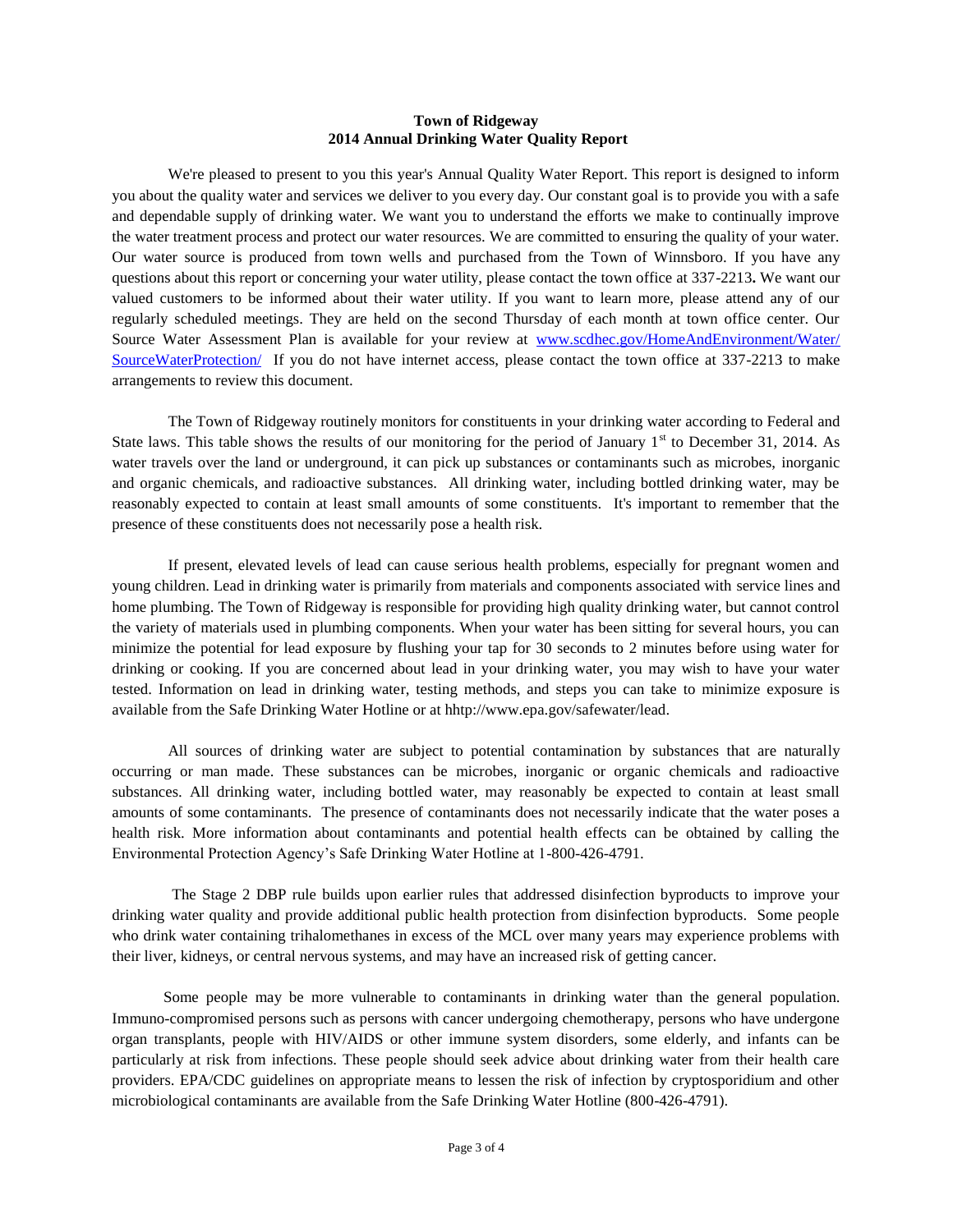**Town of Ridgeway**
**2014 Annual Drinking Water Quality Report**

We're pleased to present to you this year's Annual Quality Water Report. This report is designed to inform you about the quality water and services we deliver to you every day. Our constant goal is to provide you with a safe and dependable supply of drinking water. We want you to understand the efforts we make to continually improve the water treatment process and protect our water resources. We are committed to ensuring the quality of your water. Our water source is produced from town wells and purchased from the Town of Winnsboro. If you have any questions about this report or concerning your water utility, please contact the town office at 337-2213**.** We want our valued customers to be informed about their water utility. If you want to learn more, please attend any of our regularly scheduled meetings. They are held on the second Thursday of each month at town office center. Our Source Water Assessment Plan is available for your review at www.scdhec.gov/HomeAndEnvironment/Water/SourceWaterProtection/ If you do not have internet access, please contact the town office at 337-2213 to make arrangements to review this document.

The Town of Ridgeway routinely monitors for constituents in your drinking water according to Federal and State laws. This table shows the results of our monitoring for the period of January 1st to December 31, 2014. As water travels over the land or underground, it can pick up substances or contaminants such as microbes, inorganic and organic chemicals, and radioactive substances. All drinking water, including bottled drinking water, may be reasonably expected to contain at least small amounts of some constituents. It's important to remember that the presence of these constituents does not necessarily pose a health risk.

If present, elevated levels of lead can cause serious health problems, especially for pregnant women and young children. Lead in drinking water is primarily from materials and components associated with service lines and home plumbing. The Town of Ridgeway is responsible for providing high quality drinking water, but cannot control the variety of materials used in plumbing components. When your water has been sitting for several hours, you can minimize the potential for lead exposure by flushing your tap for 30 seconds to 2 minutes before using water for drinking or cooking. If you are concerned about lead in your drinking water, you may wish to have your water tested. Information on lead in drinking water, testing methods, and steps you can take to minimize exposure is available from the Safe Drinking Water Hotline or at hhttp://www.epa.gov/safewater/lead.

All sources of drinking water are subject to potential contamination by substances that are naturally occurring or man made. These substances can be microbes, inorganic or organic chemicals and radioactive substances. All drinking water, including bottled water, may reasonably be expected to contain at least small amounts of some contaminants. The presence of contaminants does not necessarily indicate that the water poses a health risk. More information about contaminants and potential health effects can be obtained by calling the Environmental Protection Agency's Safe Drinking Water Hotline at 1-800-426-4791.

The Stage 2 DBP rule builds upon earlier rules that addressed disinfection byproducts to improve your drinking water quality and provide additional public health protection from disinfection byproducts. Some people who drink water containing trihalomethanes in excess of the MCL over many years may experience problems with their liver, kidneys, or central nervous systems, and may have an increased risk of getting cancer.

Some people may be more vulnerable to contaminants in drinking water than the general population. Immuno-compromised persons such as persons with cancer undergoing chemotherapy, persons who have undergone organ transplants, people with HIV/AIDS or other immune system disorders, some elderly, and infants can be particularly at risk from infections. These people should seek advice about drinking water from their health care providers. EPA/CDC guidelines on appropriate means to lessen the risk of infection by cryptosporidium and other microbiological contaminants are available from the Safe Drinking Water Hotline (800-426-4791).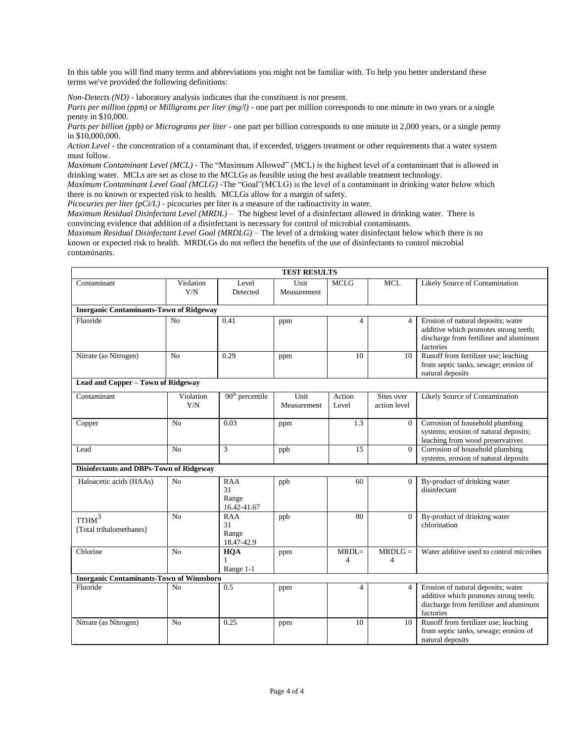In this table you will find many terms and abbreviations you might not be familiar with. To help you better understand these terms we've provided the following definitions:

*Non-Detects (ND)* - laboratory analysis indicates that the constituent is not present.

*Parts per million (ppm) or Milligrams per liter (mg/l)* - one part per million corresponds to one minute in two years or a single penny in $10,000.

*Parts per billion (ppb) or Micrograms per liter* - one part per billion corresponds to one minute in 2,000 years, or a single penny in $10,000,000.

*Action Level* - the concentration of a contaminant that, if exceeded, triggers treatment or other requirements that a water system must follow.

*Maximum Contaminant Level (MCL)* - The "Maximum Allowed" (MCL) is the highest level of a contaminant that is allowed in drinking water. MCLs are set as close to the MCLGs as feasible using the best available treatment technology.

*Maximum Contaminant Level Goal (MCLG)* -The "Goal"(MCLG) is the level of a contaminant in drinking water below which there is no known or expected risk to health. MCLGs allow for a margin of safety.

*Picocuries per liter (pCi/L)* - picocuries per liter is a measure of the radioactivity in water.

*Maximum Residual Disinfectant Level (MRDL)* – The highest level of a disinfectant allowed in drinking water. There is convincing evidence that addition of a disinfectant is necessary for control of microbial contaminants.

*Maximum Residual Disinfectant Level Goal (MRDLG)* – The level of a drinking water disinfectant below which there is no known or expected risk to health. MRDLGs do not reflect the benefits of the use of disinfectants to control microbial contaminants.

| TEST RESULTS | | | | | | |
|---|---|---|---|---|---|---|
| Contaminant | Violation Y/N | Level Detected | Unit Measurement | MCLG | MCL | Likely Source of Contamination |
| **Inorganic Contaminants-Town of Ridgeway** | | | | | | |
| Fluoride | No | 0.41 | ppm | 4 | 4 | Erosion of natural deposits; water additive which promotes strong teeth; discharge from fertilizer and aluminum factories |
| Nitrate (as Nitrogen) | No | 0.29 | ppm | 10 | 10 | Runoff from fertilizer use; leaching from septic tanks, sewage; erosion of natural deposits |
| **Lead and Copper – Town of Ridgeway** | | | | | | |
| Contaminant | Violation Y/N | 90th percentile | Unit Measurement | Action Level | Sites over action level | Likely Source of Contamination |
| Copper | No | 0.03 | ppm | 1.3 | 0 | Corrosion of household plumbing systems; erosion of natural deposits; leaching from wood preservatives |
| Lead | No | 3 | ppb | 15 | 0 | Corrosion of household plumbing systems, erosion of natural deposits |
| **Disinfectants and DBPs-Town of Ridgeway** | | | | | | |
| Haloacetic acids (HAAs) | No | RAA 31 Range 16.42-41.67 | ppb | 60 | 0 | By-product of drinking water disinfectant |
| TTHM[3] [Total trihalomethanes] | No | RAA 31 Range 18.47-42.9 | ppb | 80 | 0 | By-product of drinking water chlorination |
| Chlorine | No | **HQA** 1 Range 1-1 | ppm | MRDL= 4 | MRDLG = 4 | Water additive used to control microbes |
| **Inorganic Contaminants-Town of Winnsboro** | | | | | | |
| Fluoride | No | 0.5 | ppm | 4 | 4 | Erosion of natural deposits; water additive which promotes strong teeth; discharge from fertilizer and aluminum factories |
| Nitrate (as Nitrogen) | No | 0.25 | ppm | 10 | 10 | Runoff from fertilizer use; leaching from septic tanks, sewage; erosion of natural deposits |